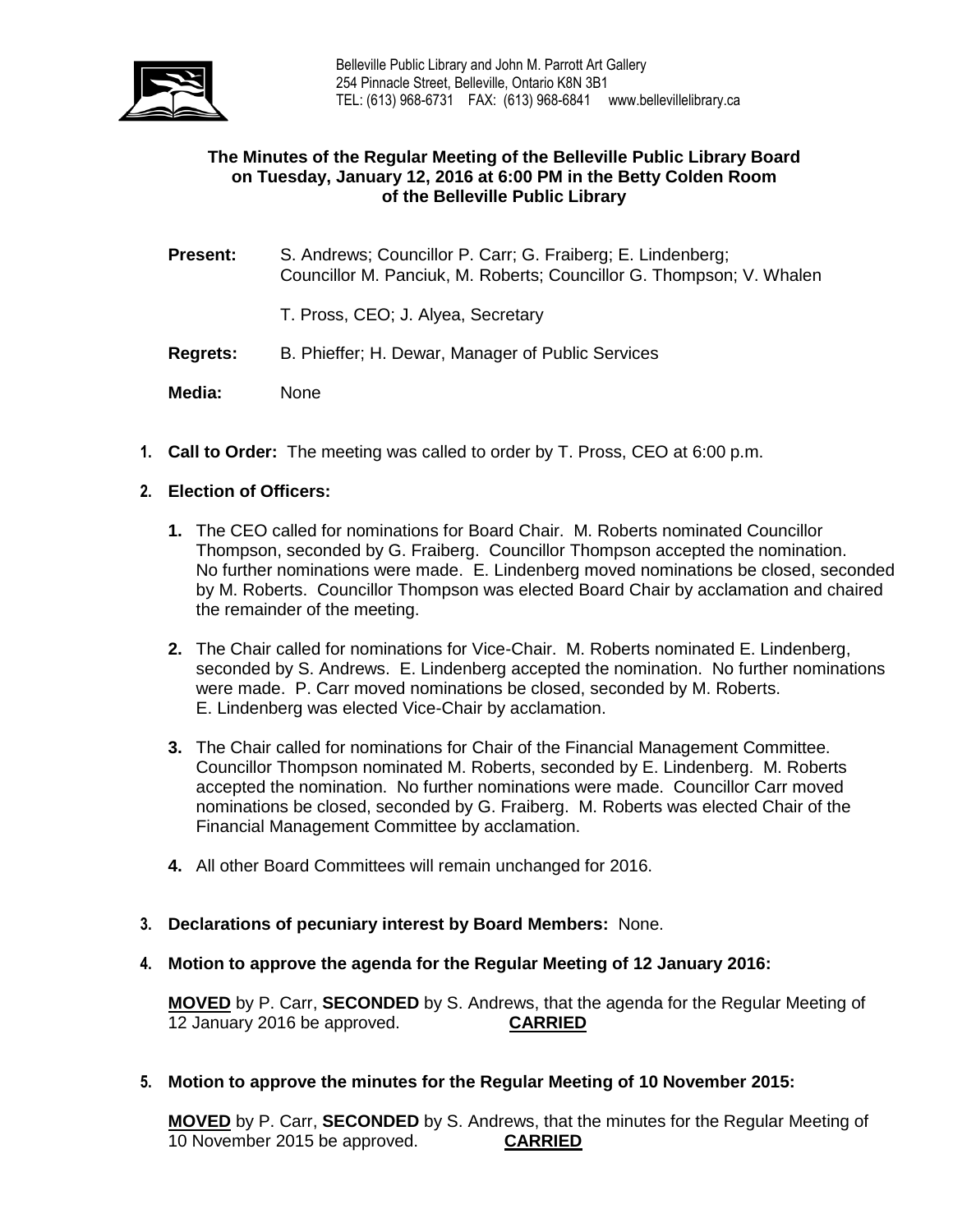Belleville Public Library and John M. Parrott Art Gallery
254 Pinnacle Street, Belleville, Ontario K8N 3B1
TEL: (613) 968-6731 FAX: (613) 968-6841 www.bellevillelibrary.ca

**The Minutes of the Regular Meeting of the Belleville Public Library Board on Tuesday, January 12, 2016 at 6:00 PM in the Betty Colden Room of the Belleville Public Library**

**Present:** S. Andrews; Councillor P. Carr; G. Fraiberg; E. Lindenberg; Councillor M. Panciuk, M. Roberts; Councillor G. Thompson; V. Whalen

T. Pross, CEO; J. Alyea, Secretary

**Regrets:** B. Phieffer; H. Dewar, Manager of Public Services

**Media:** None

1. **Call to Order:** The meeting was called to order by T. Pross, CEO at 6:00 p.m.

2. **Election of Officers:**

   1. The CEO called for nominations for Board Chair. M. Roberts nominated Councillor Thompson, seconded by G. Fraiberg. Councillor Thompson accepted the nomination. No further nominations were made. E. Lindenberg moved nominations be closed, seconded by M. Roberts. Councillor Thompson was elected Board Chair by acclamation and chaired the remainder of the meeting.

   2. The Chair called for nominations for Vice-Chair. M. Roberts nominated E. Lindenberg, seconded by S. Andrews. E. Lindenberg accepted the nomination. No further nominations were made. P. Carr moved nominations be closed, seconded by M. Roberts. E. Lindenberg was elected Vice-Chair by acclamation.

   3. The Chair called for nominations for Chair of the Financial Management Committee. Councillor Thompson nominated M. Roberts, seconded by E. Lindenberg. M. Roberts accepted the nomination. No further nominations were made. Councillor Carr moved nominations be closed, seconded by G. Fraiberg. M. Roberts was elected Chair of the Financial Management Committee by acclamation.

   4. All other Board Committees will remain unchanged for 2016.

3. **Declarations of pecuniary interest by Board Members:** None.

4. **Motion to approve the agenda for the Regular Meeting of 12 January 2016:**

   **MOVED** by P. Carr, **SECONDED** by S. Andrews, that the agenda for the Regular Meeting of 12 January 2016 be approved. **CARRIED**

5. **Motion to approve the minutes for the Regular Meeting of 10 November 2015:**

   **MOVED** by P. Carr, **SECONDED** by S. Andrews, that the minutes for the Regular Meeting of 10 November 2015 be approved. **CARRIED**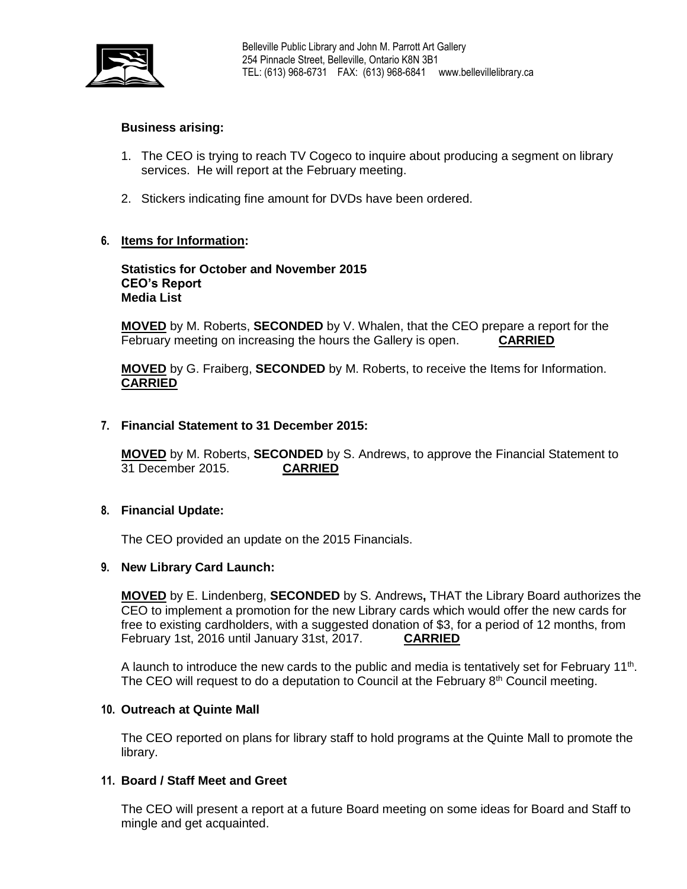**Business arising:**

1. The CEO is trying to reach TV Cogeco to inquire about producing a segment on library services. He will report at the February meeting.
2. Stickers indicating fine amount for DVDs have been ordered.

**6. Items for Information:**

**Statistics for October and November 2015**
**CEO's Report**
**Media List**

**MOVED** by M. Roberts, **SECONDED** by V. Whalen, that the CEO prepare a report for the February meeting on increasing the hours the Gallery is open. **CARRIED**

**MOVED** by G. Fraiberg, **SECONDED** by M. Roberts, to receive the Items for Information. **CARRIED**

**7. Financial Statement to 31 December 2015:**

**MOVED** by M. Roberts, **SECONDED** by S. Andrews, to approve the Financial Statement to 31 December 2015. **CARRIED**

**8. Financial Update:**

The CEO provided an update on the 2015 Financials.

**9. New Library Card Launch:**

**MOVED** by E. Lindenberg, **SECONDED** by S. Andrews**,** THAT the Library Board authorizes the CEO to implement a promotion for the new Library cards which would offer the new cards for free to existing cardholders, with a suggested donation of $3, for a period of 12 months, from February 1st, 2016 until January 31st, 2017. **CARRIED**

A launch to introduce the new cards to the public and media is tentatively set for February 11th. The CEO will request to do a deputation to Council at the February 8th Council meeting.

**10. Outreach at Quinte Mall**

The CEO reported on plans for library staff to hold programs at the Quinte Mall to promote the library.

**11. Board / Staff Meet and Greet**

The CEO will present a report at a future Board meeting on some ideas for Board and Staff to mingle and get acquainted.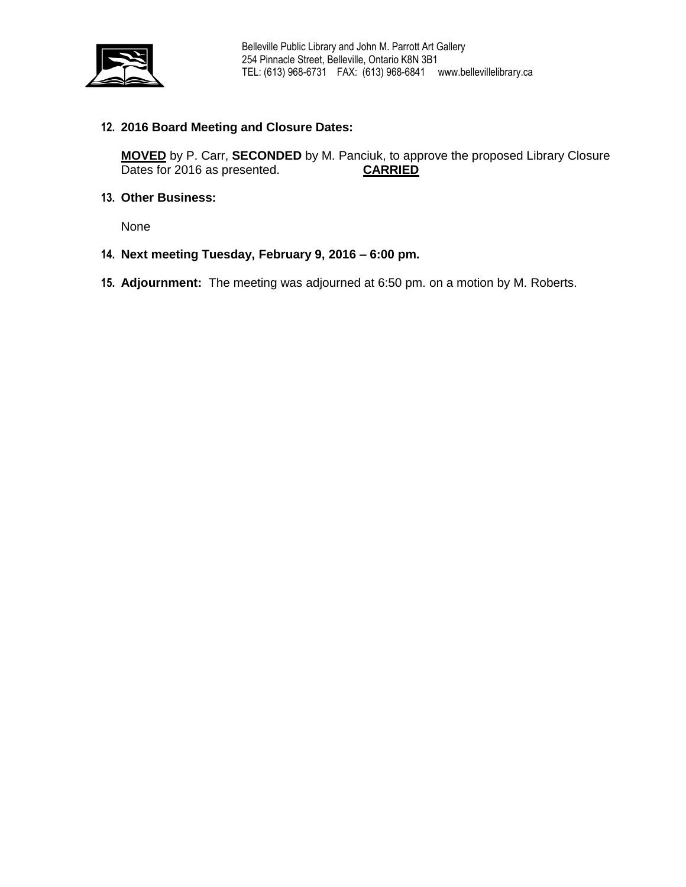**12. 2016 Board Meeting and Closure Dates:**

**MOVED** by P. Carr, **SECONDED** by M. Panciuk, to approve the proposed Library Closure Dates for 2016 as presented. **CARRIED**

**13. Other Business:**

None

**14. Next meeting Tuesday, February 9, 2016 – 6:00 pm.**

**15. Adjournment:** The meeting was adjourned at 6:50 pm. on a motion by M. Roberts.